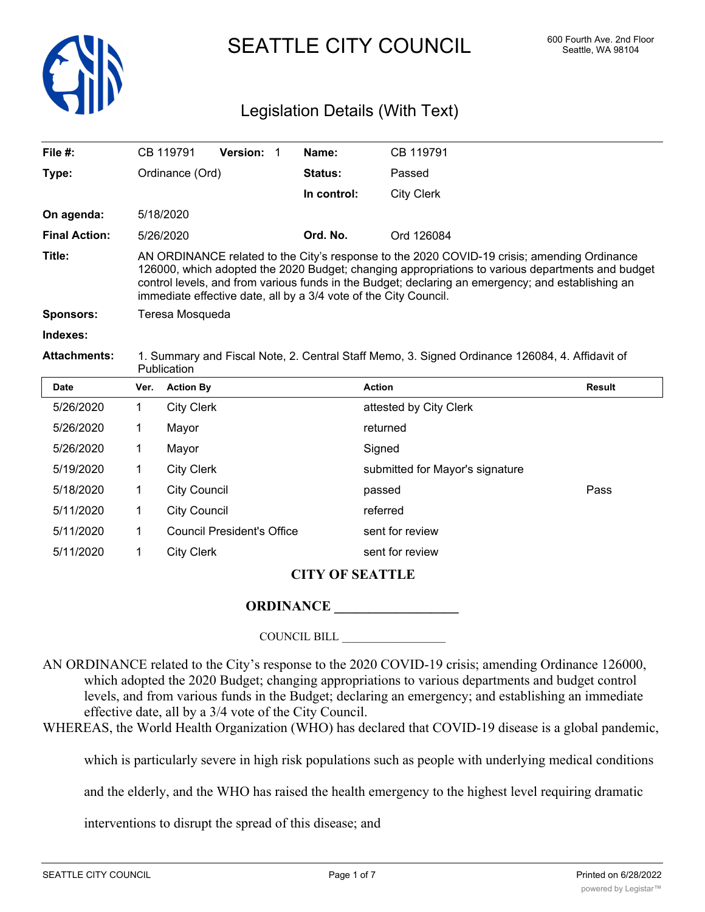# SEATTLE CITY COUNCIL

600 Fourth Ave. 2nd Floor
Seattle, WA 98104

## Legislation Details (With Text)

| | | | |
|---|---|---|---|
| **File #:** | CB 119791 **Version:** 1 | **Name:** | CB 119791 |
| **Type:** | Ordinance (Ord) | **Status:** | Passed |
| | | **In control:** | City Clerk |
| **On agenda:** | 5/18/2020 | | |
| **Final Action:** | 5/26/2020 | **Ord. No.** | Ord 126084 |

**Title:** AN ORDINANCE related to the City's response to the 2020 COVID-19 crisis; amending Ordinance 126000, which adopted the 2020 Budget; changing appropriations to various departments and budget control levels, and from various funds in the Budget; declaring an emergency; and establishing an immediate effective date, all by a 3/4 vote of the City Council.

**Sponsors:** Teresa Mosqueda

**Indexes:**

**Attachments:** 1. Summary and Fiscal Note, 2. Central Staff Memo, 3. Signed Ordinance 126084, 4. Affidavit of Publication

| Date | Ver. | Action By | Action | Result |
|---|---|---|---|---|
| 5/26/2020 | 1 | City Clerk | attested by City Clerk | |
| 5/26/2020 | 1 | Mayor | returned | |
| 5/26/2020 | 1 | Mayor | Signed | |
| 5/19/2020 | 1 | City Clerk | submitted for Mayor's signature | |
| 5/18/2020 | 1 | City Council | passed | Pass |
| 5/11/2020 | 1 | City Council | referred | |
| 5/11/2020 | 1 | Council President's Office | sent for review | |
| 5/11/2020 | 1 | City Clerk | sent for review | |

**CITY OF SEATTLE**

**ORDINANCE __________________**

COUNCIL BILL __________________

AN ORDINANCE related to the City's response to the 2020 COVID-19 crisis; amending Ordinance 126000, which adopted the 2020 Budget; changing appropriations to various departments and budget control levels, and from various funds in the Budget; declaring an emergency; and establishing an immediate effective date, all by a 3/4 vote of the City Council.

WHEREAS, the World Health Organization (WHO) has declared that COVID-19 disease is a global pandemic, which is particularly severe in high risk populations such as people with underlying medical conditions and the elderly, and the WHO has raised the health emergency to the highest level requiring dramatic interventions to disrupt the spread of this disease; and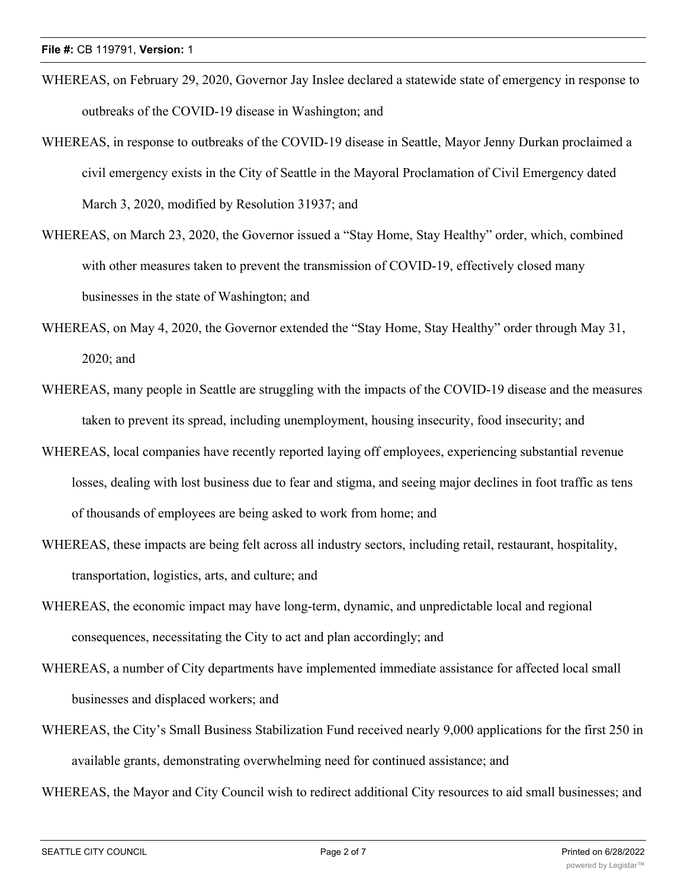WHEREAS, on February 29, 2020, Governor Jay Inslee declared a statewide state of emergency in response to outbreaks of the COVID-19 disease in Washington; and

WHEREAS, in response to outbreaks of the COVID-19 disease in Seattle, Mayor Jenny Durkan proclaimed a civil emergency exists in the City of Seattle in the Mayoral Proclamation of Civil Emergency dated March 3, 2020, modified by Resolution 31937; and

WHEREAS, on March 23, 2020, the Governor issued a "Stay Home, Stay Healthy" order, which, combined with other measures taken to prevent the transmission of COVID-19, effectively closed many businesses in the state of Washington; and

WHEREAS, on May 4, 2020, the Governor extended the "Stay Home, Stay Healthy" order through May 31, 2020; and

WHEREAS, many people in Seattle are struggling with the impacts of the COVID-19 disease and the measures taken to prevent its spread, including unemployment, housing insecurity, food insecurity; and

WHEREAS, local companies have recently reported laying off employees, experiencing substantial revenue losses, dealing with lost business due to fear and stigma, and seeing major declines in foot traffic as tens of thousands of employees are being asked to work from home; and

WHEREAS, these impacts are being felt across all industry sectors, including retail, restaurant, hospitality, transportation, logistics, arts, and culture; and

WHEREAS, the economic impact may have long-term, dynamic, and unpredictable local and regional consequences, necessitating the City to act and plan accordingly; and

WHEREAS, a number of City departments have implemented immediate assistance for affected local small businesses and displaced workers; and

WHEREAS, the City's Small Business Stabilization Fund received nearly 9,000 applications for the first 250 in available grants, demonstrating overwhelming need for continued assistance; and

WHEREAS, the Mayor and City Council wish to redirect additional City resources to aid small businesses; and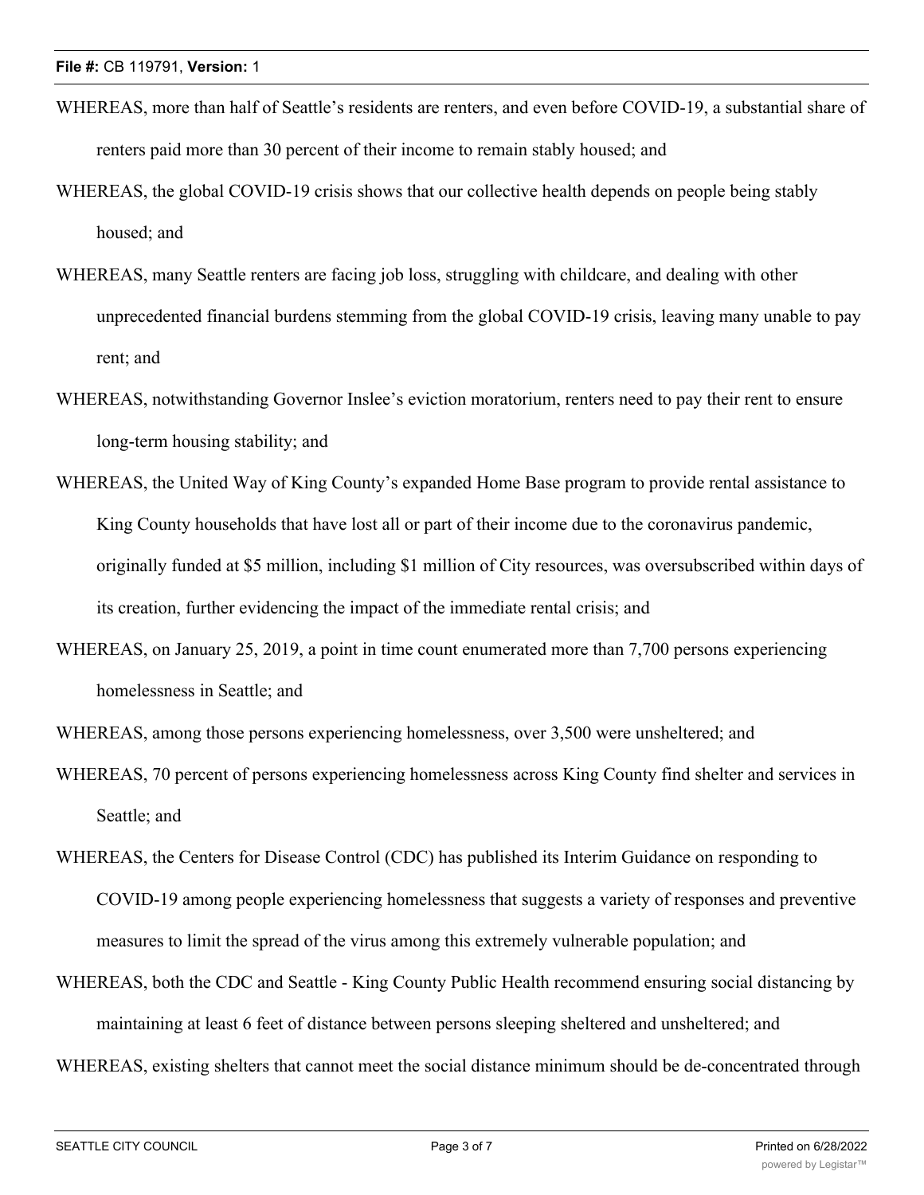WHEREAS, more than half of Seattle's residents are renters, and even before COVID-19, a substantial share of renters paid more than 30 percent of their income to remain stably housed; and

WHEREAS, the global COVID-19 crisis shows that our collective health depends on people being stably housed; and

WHEREAS, many Seattle renters are facing job loss, struggling with childcare, and dealing with other unprecedented financial burdens stemming from the global COVID-19 crisis, leaving many unable to pay rent; and

WHEREAS, notwithstanding Governor Inslee's eviction moratorium, renters need to pay their rent to ensure long-term housing stability; and

WHEREAS, the United Way of King County's expanded Home Base program to provide rental assistance to King County households that have lost all or part of their income due to the coronavirus pandemic, originally funded at $5 million, including $1 million of City resources, was oversubscribed within days of its creation, further evidencing the impact of the immediate rental crisis; and

WHEREAS, on January 25, 2019, a point in time count enumerated more than 7,700 persons experiencing homelessness in Seattle; and

WHEREAS, among those persons experiencing homelessness, over 3,500 were unsheltered; and

WHEREAS, 70 percent of persons experiencing homelessness across King County find shelter and services in Seattle; and

WHEREAS, the Centers for Disease Control (CDC) has published its Interim Guidance on responding to COVID-19 among people experiencing homelessness that suggests a variety of responses and preventive measures to limit the spread of the virus among this extremely vulnerable population; and

WHEREAS, both the CDC and Seattle - King County Public Health recommend ensuring social distancing by maintaining at least 6 feet of distance between persons sleeping sheltered and unsheltered; and

WHEREAS, existing shelters that cannot meet the social distance minimum should be de-concentrated through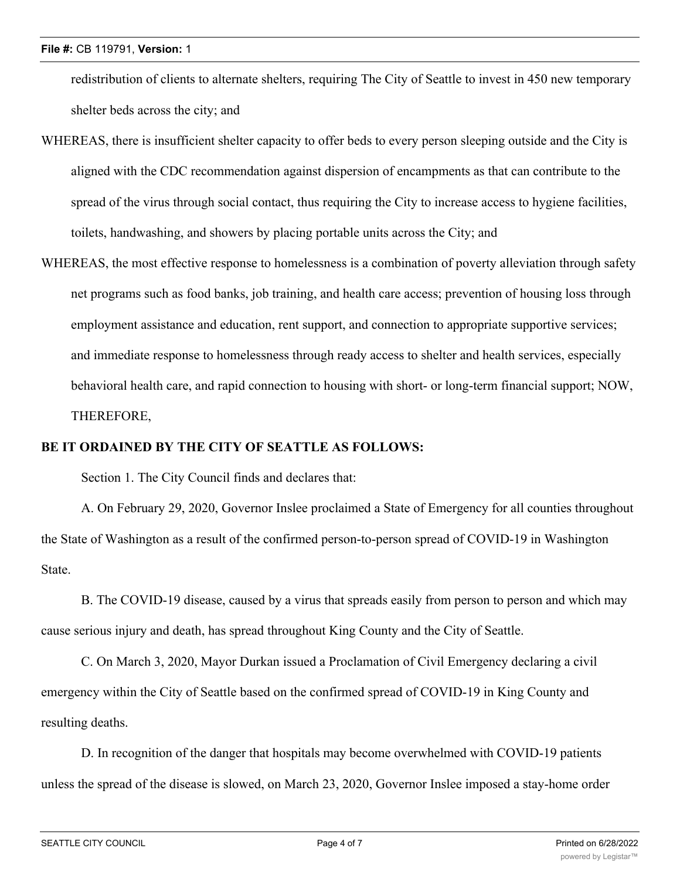redistribution of clients to alternate shelters, requiring The City of Seattle to invest in 450 new temporary shelter beds across the city; and

WHEREAS, there is insufficient shelter capacity to offer beds to every person sleeping outside and the City is aligned with the CDC recommendation against dispersion of encampments as that can contribute to the spread of the virus through social contact, thus requiring the City to increase access to hygiene facilities, toilets, handwashing, and showers by placing portable units across the City; and

WHEREAS, the most effective response to homelessness is a combination of poverty alleviation through safety net programs such as food banks, job training, and health care access; prevention of housing loss through employment assistance and education, rent support, and connection to appropriate supportive services; and immediate response to homelessness through ready access to shelter and health services, especially behavioral health care, and rapid connection to housing with short- or long-term financial support; NOW, THEREFORE,

**BE IT ORDAINED BY THE CITY OF SEATTLE AS FOLLOWS:**

Section 1. The City Council finds and declares that:

A. On February 29, 2020, Governor Inslee proclaimed a State of Emergency for all counties throughout the State of Washington as a result of the confirmed person-to-person spread of COVID-19 in Washington State.

B. The COVID-19 disease, caused by a virus that spreads easily from person to person and which may cause serious injury and death, has spread throughout King County and the City of Seattle.

C. On March 3, 2020, Mayor Durkan issued a Proclamation of Civil Emergency declaring a civil emergency within the City of Seattle based on the confirmed spread of COVID-19 in King County and resulting deaths.

D. In recognition of the danger that hospitals may become overwhelmed with COVID-19 patients unless the spread of the disease is slowed, on March 23, 2020, Governor Inslee imposed a stay-home order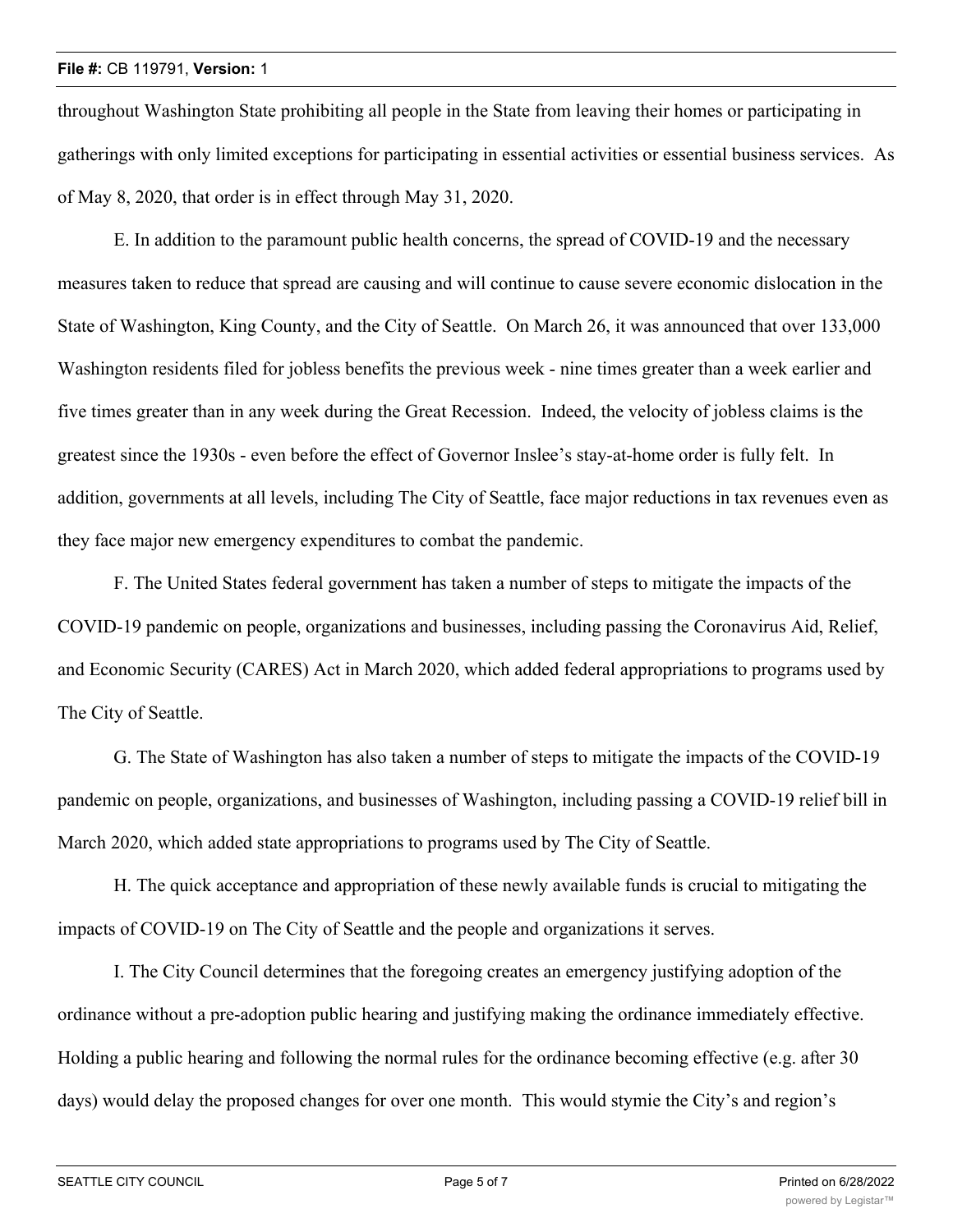throughout Washington State prohibiting all people in the State from leaving their homes or participating in gatherings with only limited exceptions for participating in essential activities or essential business services. As of May 8, 2020, that order is in effect through May 31, 2020.

E. In addition to the paramount public health concerns, the spread of COVID-19 and the necessary measures taken to reduce that spread are causing and will continue to cause severe economic dislocation in the State of Washington, King County, and the City of Seattle. On March 26, it was announced that over 133,000 Washington residents filed for jobless benefits the previous week - nine times greater than a week earlier and five times greater than in any week during the Great Recession. Indeed, the velocity of jobless claims is the greatest since the 1930s - even before the effect of Governor Inslee's stay-at-home order is fully felt. In addition, governments at all levels, including The City of Seattle, face major reductions in tax revenues even as they face major new emergency expenditures to combat the pandemic.

F. The United States federal government has taken a number of steps to mitigate the impacts of the COVID-19 pandemic on people, organizations and businesses, including passing the Coronavirus Aid, Relief, and Economic Security (CARES) Act in March 2020, which added federal appropriations to programs used by The City of Seattle.

G. The State of Washington has also taken a number of steps to mitigate the impacts of the COVID-19 pandemic on people, organizations, and businesses of Washington, including passing a COVID-19 relief bill in March 2020, which added state appropriations to programs used by The City of Seattle.

H. The quick acceptance and appropriation of these newly available funds is crucial to mitigating the impacts of COVID-19 on The City of Seattle and the people and organizations it serves.

I. The City Council determines that the foregoing creates an emergency justifying adoption of the ordinance without a pre-adoption public hearing and justifying making the ordinance immediately effective. Holding a public hearing and following the normal rules for the ordinance becoming effective (e.g. after 30 days) would delay the proposed changes for over one month. This would stymie the City's and region's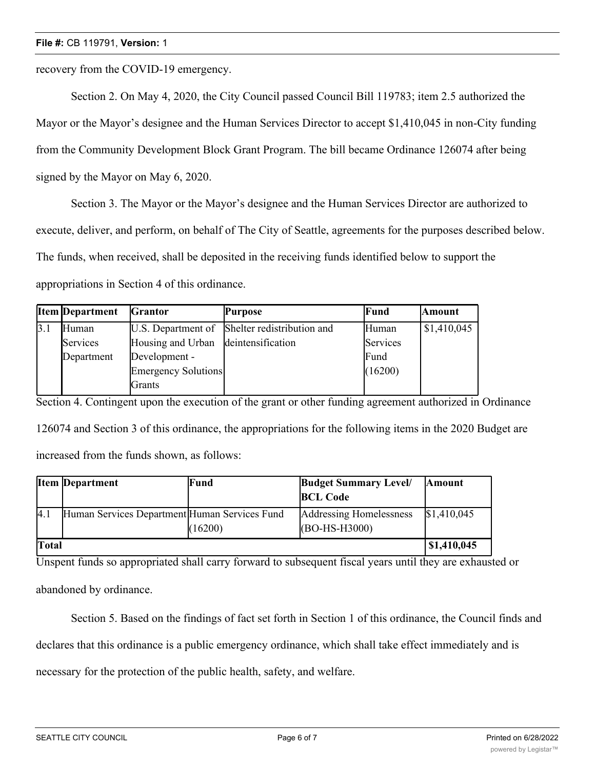recovery from the COVID-19 emergency.

Section 2. On May 4, 2020, the City Council passed Council Bill 119783; item 2.5 authorized the Mayor or the Mayor's designee and the Human Services Director to accept $1,410,045 in non-City funding from the Community Development Block Grant Program. The bill became Ordinance 126074 after being signed by the Mayor on May 6, 2020.

Section 3. The Mayor or the Mayor's designee and the Human Services Director are authorized to execute, deliver, and perform, on behalf of The City of Seattle, agreements for the purposes described below. The funds, when received, shall be deposited in the receiving funds identified below to support the appropriations in Section 4 of this ordinance.

| Item | Department | Grantor | Purpose | Fund | Amount |
|---|---|---|---|---|---|
| 3.1 | Human Services Department | U.S. Department of Housing and Urban Development - Emergency Solutions Grants | Shelter redistribution and deintensification | Human Services Fund (16200) | $1,410,045 |

Section 4. Contingent upon the execution of the grant or other funding agreement authorized in Ordinance 126074 and Section 3 of this ordinance, the appropriations for the following items in the 2020 Budget are increased from the funds shown, as follows:

| Item | Department | Fund | Budget Summary Level/ BCL Code | Amount |
|---|---|---|---|---|
| 4.1 | Human Services Department | Human Services Fund (16200) | Addressing Homelessness (BO-HS-H3000) | $1,410,045 |
| **Total** | | | | **$1,410,045** |

Unspent funds so appropriated shall carry forward to subsequent fiscal years until they are exhausted or abandoned by ordinance.

Section 5. Based on the findings of fact set forth in Section 1 of this ordinance, the Council finds and declares that this ordinance is a public emergency ordinance, which shall take effect immediately and is necessary for the protection of the public health, safety, and welfare.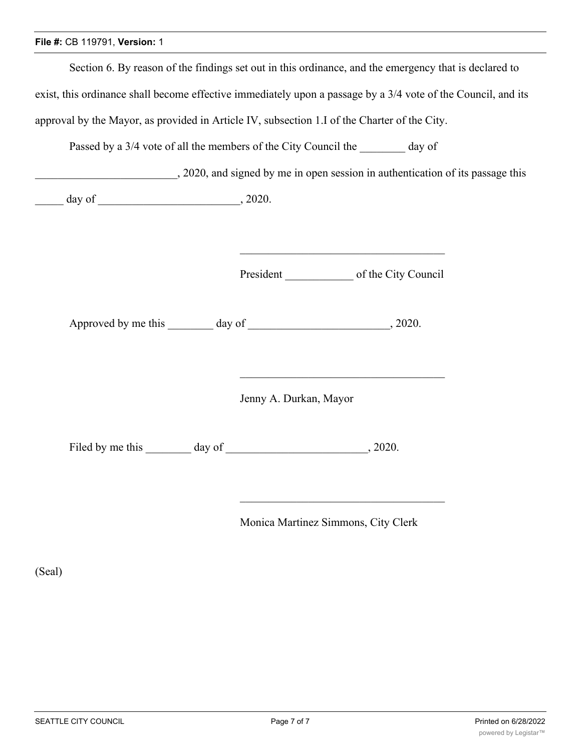Section 6. By reason of the findings set out in this ordinance, and the emergency that is declared to exist, this ordinance shall become effective immediately upon a passage by a 3/4 vote of the Council, and its approval by the Mayor, as provided in Article IV, subsection 1.I of the Charter of the City.

Passed by a 3/4 vote of all the members of the City Council the ________ day of _________________________, 2020, and signed by me in open session in authentication of its passage this _____ day of _________________________, 2020.

_____________________________________

President ____________ of the City Council

Approved by me this ________ day of _________________________, 2020.

_____________________________________

Jenny A. Durkan, Mayor

Filed by me this ________ day of _________________________, 2020.

_____________________________________

Monica Martinez Simmons, City Clerk

(Seal)